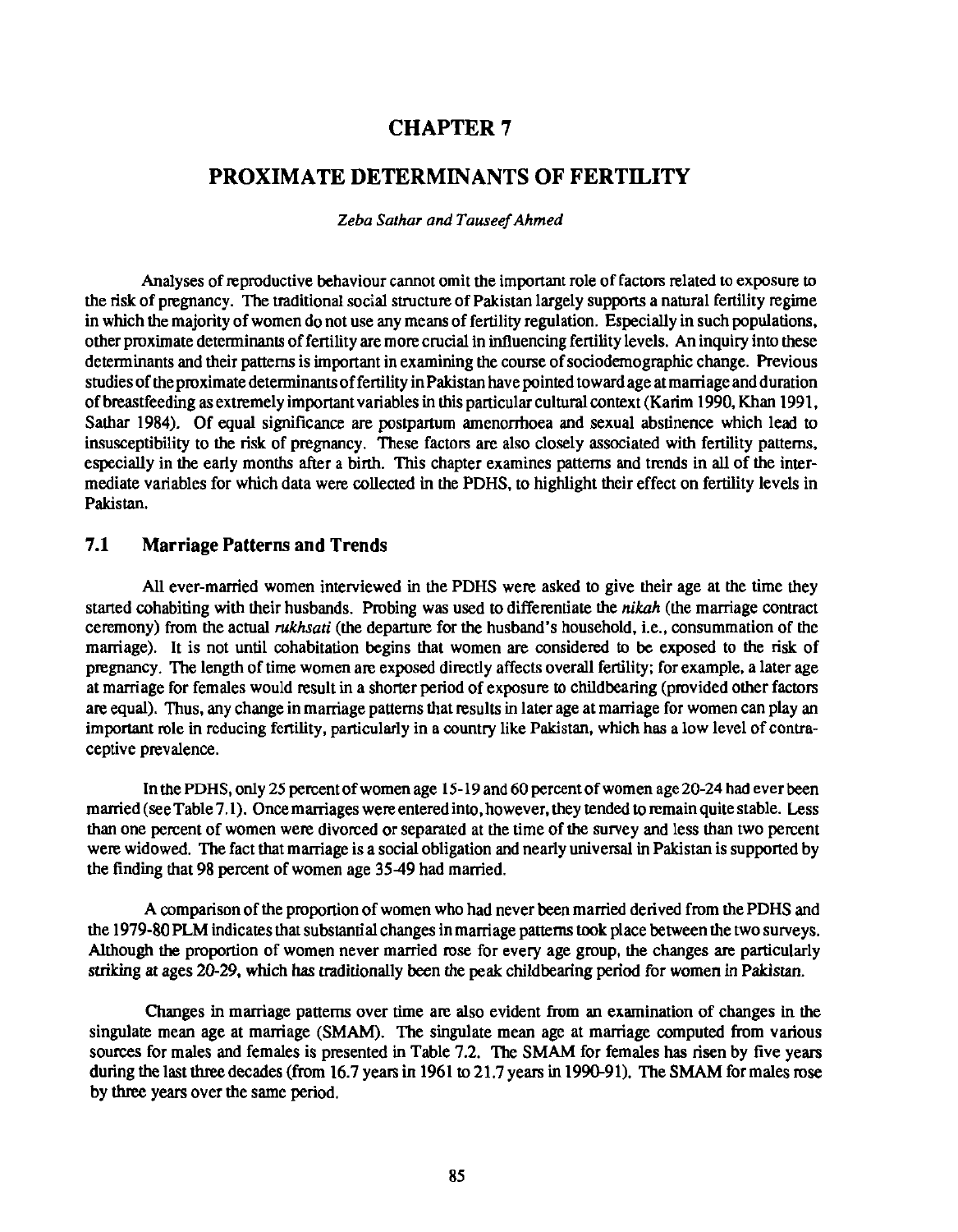# CHAPTER 7

## PROXIMATE DETERMINANTS OF FERTILITY

*Zeba Sathar and Tauseef Ahmed*

Analyses of reproductive behaviour cannot omit the important role of factors related to exposure to the risk of pregnancy. The traditional social structure of Pakistan largely supports a natural fertility regime in which the majority of women do not use any means of fertility regulation. Especially in such populations, other proximate determinants of fertility are more crucial in influencing fertility levels. An inquiry into these determinants and their patterns is important in examining the course of sociodemographic change. Previous studies of the proximate determinants of fertility in Pakistan have pointed toward age at marriage and duration of breastfeeding as extremely important variables in this particular cultural context (Karim 1990, Khan 1991, Sathar 1984). Of equal significance are postpartum amenorrhoea and sexual abstinence which lead to insusceptibility to the risk of pregnancy. These factors are also closely associated with fertility patterns, especially in the early months after a birth. This chapter examines patterns and trends in all of the intermediate variables for which data were collected in the PDHS, to highlight their effect on fertility levels in Pakistan.

### 7.1 Marriage Patterns and Trends

All ever-married women interviewed in the PDHS were asked to give their age at the time they started cohabiting with their husbands. Probing was used to differentiate the *nikah* (the marriage contract ceremony) from the actual *rukhsati* (the departure for the husband's household, i.e., consummation of the marriage). It is not until cohabitation begins that women are considered to be exposed to the risk of pregnancy. The length of time women are exposed directly affects overall fertility; for example, a later age at marriage for females would result in a shorter period of exposure to childbearing (provided other factors are equal). Thus, any change in marriage patterns that results in later age at marriage for women can play an important role in reducing fertility, particularly in a country like Pakistan, which has a low level of contraceptive prevalence.

In the PDHS, only 25 percent of women age 15-19 and 60 percent of women age 20-24 had ever been married (see Table 7.1). Once marriages were entered into, however, they tended to remain quite stable. Less than one percent of women were divorced or separated at the time of the survey and less than two percent were widowed. The fact that marriage is a social obligation and nearly universal in Pakistan is supported by the finding that 98 percent of women age 35-49 had married.

A comparison of the proportion of women who had never been married derived from the PDHS and the 1979-80 PLM indicates that substantial changes in marriage patterns took place between the two surveys. Although the proportion of women never married rose for every age group, the changes are particularly striking at ages 20-29, which has traditionally been the peak childbearing period for women in Pakistan.

Changes in marriage patterns over time are also evident from an examination of changes in the singulate mean age at marriage (SMAM). The singulate mean age at marriage computed from various sources for males and females is presented in Table 7.2. The SMAM for females has risen by five years during the last three decades (from 16.7 years in 1961 to 21.7 years in 1990-91). The SMAM for males rose by three years over the same period.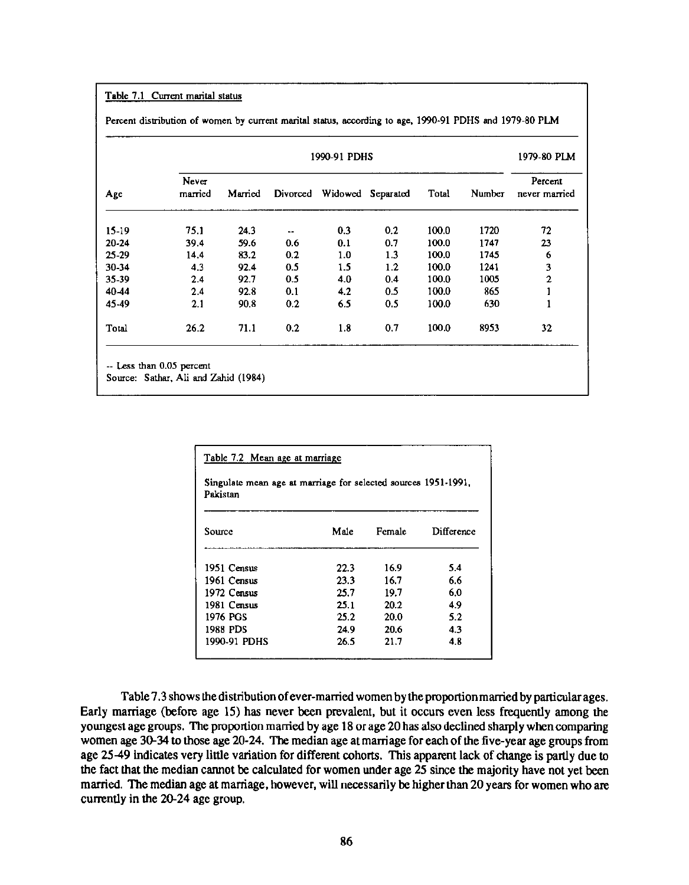Table 7.1 Current marital status

Percent distribution of women by current marital status, according to age, 1990-91 PDHS and 1979-80 PLM

| | 1990-91 PDHS | | | | | | | 1979-80 PLM |
|---|---|---|---|---|---|---|---|---|
| Age | Never married | Married | Divorced | Widowed | Separated | Total | Number | Percent never married |
| 15-19 | 75.1 | 24.3 | -- | 0.3 | 0.2 | 100.0 | 1720 | 72 |
| 20-24 | 39.4 | 59.6 | 0.6 | 0.1 | 0.7 | 100.0 | 1747 | 23 |
| 25-29 | 14.4 | 83.2 | 0.2 | 1.0 | 1.3 | 100.0 | 1745 | 6 |
| 30-34 | 4.3 | 92.4 | 0.5 | 1.5 | 1.2 | 100.0 | 1241 | 3 |
| 35-39 | 2.4 | 92.7 | 0.5 | 4.0 | 0.4 | 100.0 | 1005 | 2 |
| 40-44 | 2.4 | 92.8 | 0.1 | 4.2 | 0.5 | 100.0 | 865 | 1 |
| 45-49 | 2.1 | 90.8 | 0.2 | 6.5 | 0.5 | 100.0 | 630 | 1 |
| Total | 26.2 | 71.1 | 0.2 | 1.8 | 0.7 | 100.0 | 8953 | 32 |

-- Less than 0.05 percent
Source: Sathar, Ali and Zahid (1984)

Table 7.2 Mean age at marriage

Singulate mean age at marriage for selected sources 1951-1991, Pakistan

| Source | Male | Female | Difference |
|---|---|---|---|
| 1951 Census | 22.3 | 16.9 | 5.4 |
| 1961 Census | 23.3 | 16.7 | 6.6 |
| 1972 Census | 25.7 | 19.7 | 6.0 |
| 1981 Census | 25.1 | 20.2 | 4.9 |
| 1976 PGS | 25.2 | 20.0 | 5.2 |
| 1988 PDS | 24.9 | 20.6 | 4.3 |
| 1990-91 PDHS | 26.5 | 21.7 | 4.8 |

Table 7.3 shows the distribution of ever-married women by the proportion married by particular ages. Early marriage (before age 15) has never been prevalent, but it occurs even less frequently among the youngest age groups. The proportion married by age 18 or age 20 has also declined sharply when comparing women age 30-34 to those age 20-24. The median age at marriage for each of the five-year age groups from age 25-49 indicates very little variation for different cohorts. This apparent lack of change is partly due to the fact that the median cannot be calculated for women under age 25 since the majority have not yet been married. The median age at marriage, however, will necessarily be higher than 20 years for women who are currently in the 20-24 age group.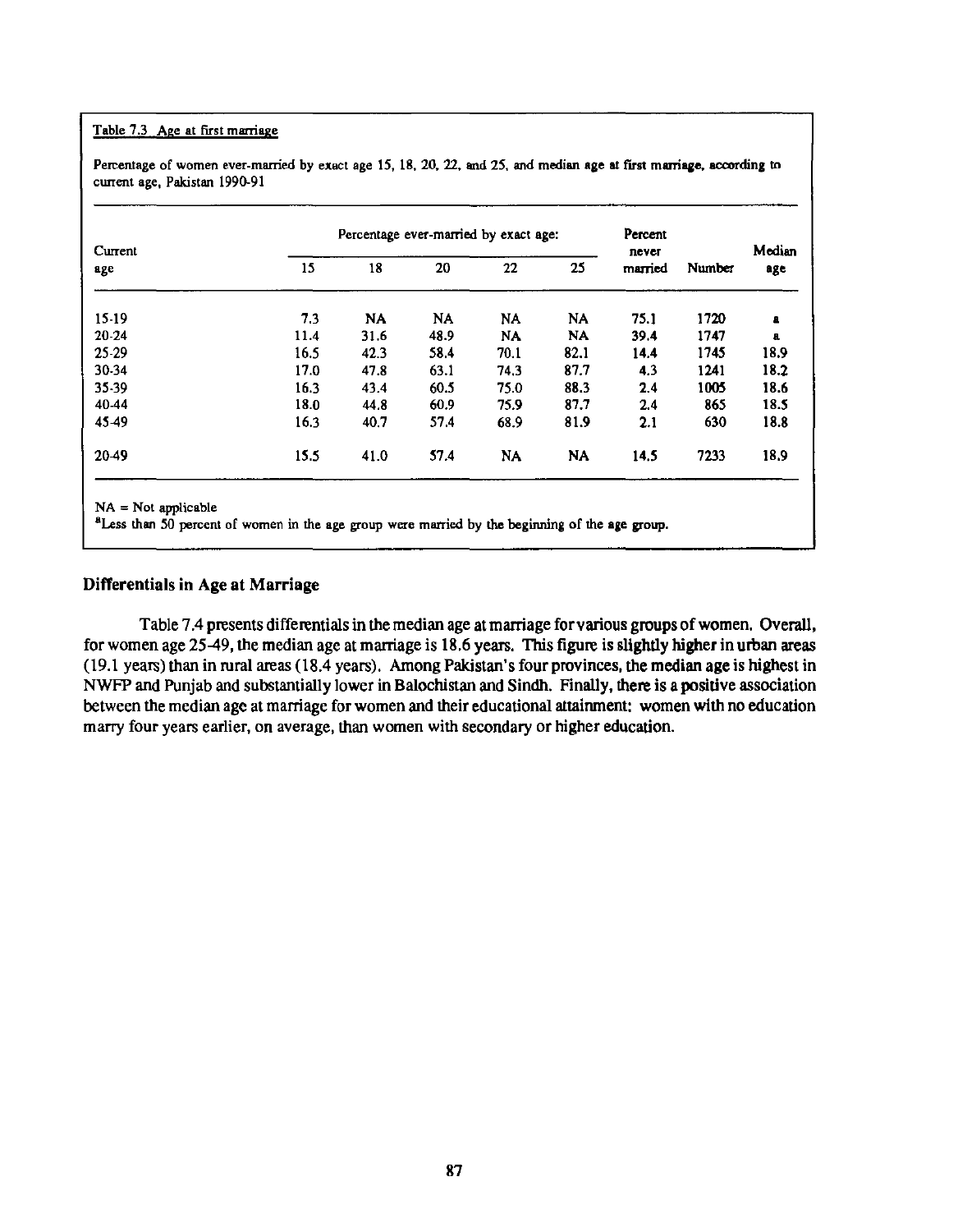Table 7.3 Age at first marriage

Percentage of women ever-married by exact age 15, 18, 20, 22, and 25, and median age at first marriage, according to current age, Pakistan 1990-91

| Current age | Percentage ever-married by exact age: 15 | 18 | 20 | 22 | 25 | Percent never married | Number | Median age |
|---|---|---|---|---|---|---|---|---|
| 15-19 | 7.3 | NA | NA | NA | NA | 75.1 | 1720 | a |
| 20-24 | 11.4 | 31.6 | 48.9 | NA | NA | 39.4 | 1747 | a |
| 25-29 | 16.5 | 42.3 | 58.4 | 70.1 | 82.1 | 14.4 | 1745 | 18.9 |
| 30-34 | 17.0 | 47.8 | 63.1 | 74.3 | 87.7 | 4.3 | 1241 | 18.2 |
| 35-39 | 16.3 | 43.4 | 60.5 | 75.0 | 88.3 | 2.4 | 1005 | 18.6 |
| 40-44 | 18.0 | 44.8 | 60.9 | 75.9 | 87.7 | 2.4 | 865 | 18.5 |
| 45-49 | 16.3 | 40.7 | 57.4 | 68.9 | 81.9 | 2.1 | 630 | 18.8 |
| 20-49 | 15.5 | 41.0 | 57.4 | NA | NA | 14.5 | 7233 | 18.9 |

NA = Not applicable
[a]Less than 50 percent of women in the age group were married by the beginning of the age group.

## Differentials in Age at Marriage

Table 7.4 presents differentials in the median age at marriage for various groups of women. Overall, for women age 25-49, the median age at marriage is 18.6 years. This figure is slightly higher in urban areas (19.1 years) than in rural areas (18.4 years). Among Pakistan's four provinces, the median age is highest in NWFP and Punjab and substantially lower in Balochistan and Sindh. Finally, there is a positive association between the median age at marriage for women and their educational attainment: women with no education marry four years earlier, on average, than women with secondary or higher education.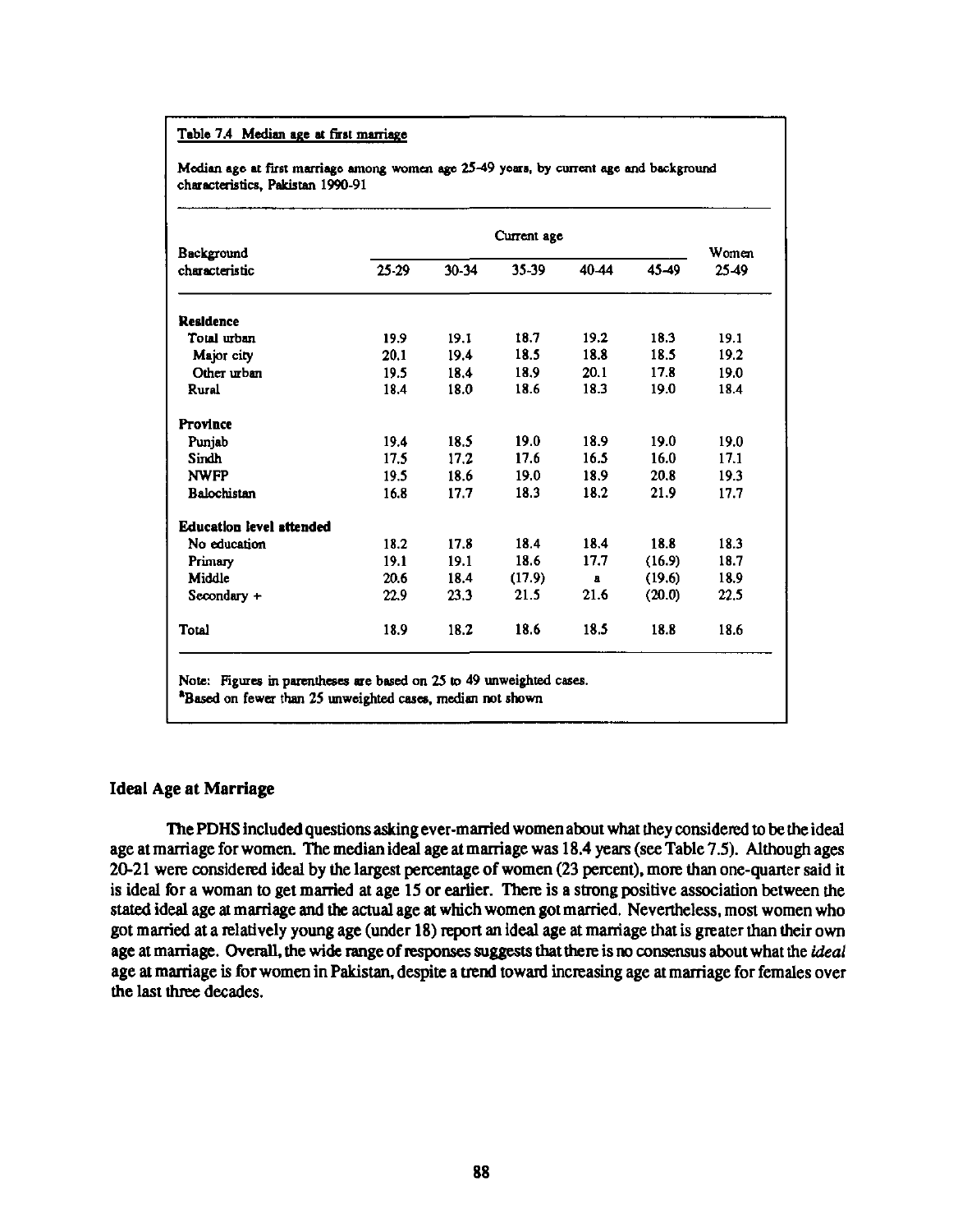**Table 7.4 Median age at first marriage**

Median age at first marriage among women age 25-49 years, by current age and background characteristics, Pakistan 1990-91

| Background characteristic | Current age | | | | | Women 25-49 |
|---|---|---|---|---|---|---|
| | 25-29 | 30-34 | 35-39 | 40-44 | 45-49 | |
| **Residence** | | | | | | |
| Total urban | 19.9 | 19.1 | 18.7 | 19.2 | 18.3 | 19.1 |
| Major city | 20.1 | 19.4 | 18.5 | 18.8 | 18.5 | 19.2 |
| Other urban | 19.5 | 18.4 | 18.9 | 20.1 | 17.8 | 19.0 |
| Rural | 18.4 | 18.0 | 18.6 | 18.3 | 19.0 | 18.4 |
| **Province** | | | | | | |
| Punjab | 19.4 | 18.5 | 19.0 | 18.9 | 19.0 | 19.0 |
| Sindh | 17.5 | 17.2 | 17.6 | 16.5 | 16.0 | 17.1 |
| NWFP | 19.5 | 18.6 | 19.0 | 18.9 | 20.8 | 19.3 |
| Balochistan | 16.8 | 17.7 | 18.3 | 18.2 | 21.9 | 17.7 |
| **Education level attended** | | | | | | |
| No education | 18.2 | 17.8 | 18.4 | 18.4 | 18.8 | 18.3 |
| Primary | 19.1 | 19.1 | 18.6 | 17.7 | (16.9) | 18.7 |
| Middle | 20.6 | 18.4 | (17.9) | a | (19.6) | 18.9 |
| Secondary + | 22.9 | 23.3 | 21.5 | 21.6 | (20.0) | 22.5 |
| Total | 18.9 | 18.2 | 18.6 | 18.5 | 18.8 | 18.6 |

Note: Figures in parentheses are based on 25 to 49 unweighted cases.
[a]Based on fewer than 25 unweighted cases, median not shown

### Ideal Age at Marriage

The PDHS included questions asking ever-married women about what they considered to be the ideal age at marriage for women. The median ideal age at marriage was 18.4 years (see Table 7.5). Although ages 20-21 were considered ideal by the largest percentage of women (23 percent), more than one-quarter said it is ideal for a woman to get married at age 15 or earlier. There is a strong positive association between the stated ideal age at marriage and the actual age at which women got married. Nevertheless, most women who got married at a relatively young age (under 18) report an ideal age at marriage that is greater than their own age at marriage. Overall, the wide range of responses suggests that there is no consensus about what the *ideal* age at marriage is for women in Pakistan, despite a trend toward increasing age at marriage for females over the last three decades.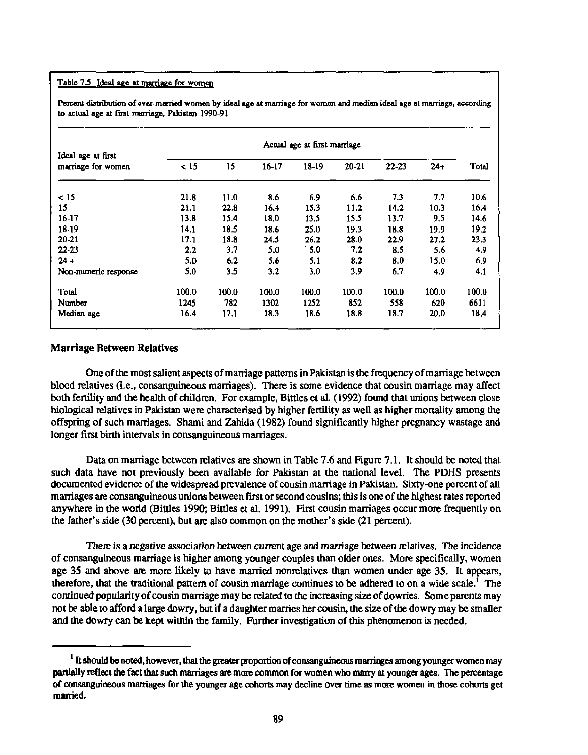Table 7.5 Ideal age at marriage for women

Percent distribution of ever-married women by ideal age at marriage for women and median ideal age at marriage, according to actual age at first marriage, Pakistan 1990-91

| Ideal age at first marriage for women | Actual age at first marriage | | | | | | | Total |
|---|---|---|---|---|---|---|---|---|
| | < 15 | 15 | 16-17 | 18-19 | 20-21 | 22-23 | 24+ | |
| < 15 | 21.8 | 11.0 | 8.6 | 6.9 | 6.6 | 7.3 | 7.7 | 10.6 |
| 15 | 21.1 | 22.8 | 16.4 | 15.3 | 11.2 | 14.2 | 10.3 | 16.4 |
| 16-17 | 13.8 | 15.4 | 18.0 | 13.5 | 15.5 | 13.7 | 9.5 | 14.6 |
| 18-19 | 14.1 | 18.5 | 18.6 | 25.0 | 19.3 | 18.8 | 19.9 | 19.2 |
| 20-21 | 17.1 | 18.8 | 24.5 | 26.2 | 28.0 | 22.9 | 27.2 | 23.3 |
| 22-23 | 2.2 | 3.7 | 5.0 | 5.0 | 7.2 | 8.5 | 5.6 | 4.9 |
| 24 + | 5.0 | 6.2 | 5.6 | 5.1 | 8.2 | 8.0 | 15.0 | 6.9 |
| Non-numeric response | 5.0 | 3.5 | 3.2 | 3.0 | 3.9 | 6.7 | 4.9 | 4.1 |
| Total | 100.0 | 100.0 | 100.0 | 100.0 | 100.0 | 100.0 | 100.0 | 100.0 |
| Number | 1245 | 782 | 1302 | 1252 | 852 | 558 | 620 | 6611 |
| Median age | 16.4 | 17.1 | 18.3 | 18.6 | 18.8 | 18.7 | 20.0 | 18.4 |

## Marriage Between Relatives

One of the most salient aspects of marriage patterns in Pakistan is the frequency of marriage between blood relatives (i.e., consanguineous marriages). There is some evidence that cousin marriage may affect both fertility and the health of children. For example, Bittles et al. (1992) found that unions between close biological relatives in Pakistan were characterised by higher fertility as well as higher mortality among the offspring of such marriages. Shami and Zahida (1982) found significantly higher pregnancy wastage and longer first birth intervals in consanguineous marriages.

Data on marriage between relatives are shown in Table 7.6 and Figure 7.1. It should be noted that such data have not previously been available for Pakistan at the national level. The PDHS presents documented evidence of the widespread prevalence of cousin marriage in Pakistan. Sixty-one percent of all marriages are consanguineous unions between first or second cousins; this is one of the highest rates reported anywhere in the world (Bittles 1990; Bittles et al. 1991). First cousin marriages occur more frequently on the father's side (30 percent), but are also common on the mother's side (21 percent).

There is a negative association between current age and marriage between relatives. The incidence of consanguineous marriage is higher among younger couples than older ones. More specifically, women age 35 and above are more likely to have married nonrelatives than women under age 35. It appears, therefore, that the traditional pattern of cousin marriage continues to be adhered to on a wide scale.[1] The continued popularity of cousin marriage may be related to the increasing size of dowries. Some parents may not be able to afford a large dowry, but if a daughter marries her cousin, the size of the dowry may be smaller and the dowry can be kept within the family. Further investigation of this phenomenon is needed.

[1] It should be noted, however, that the greater proportion of consanguineous marriages among younger women may partially reflect the fact that such marriages are more common for women who marry at younger ages. The percentage of consanguineous marriages for the younger age cohorts may decline over time as more women in those cohorts get married.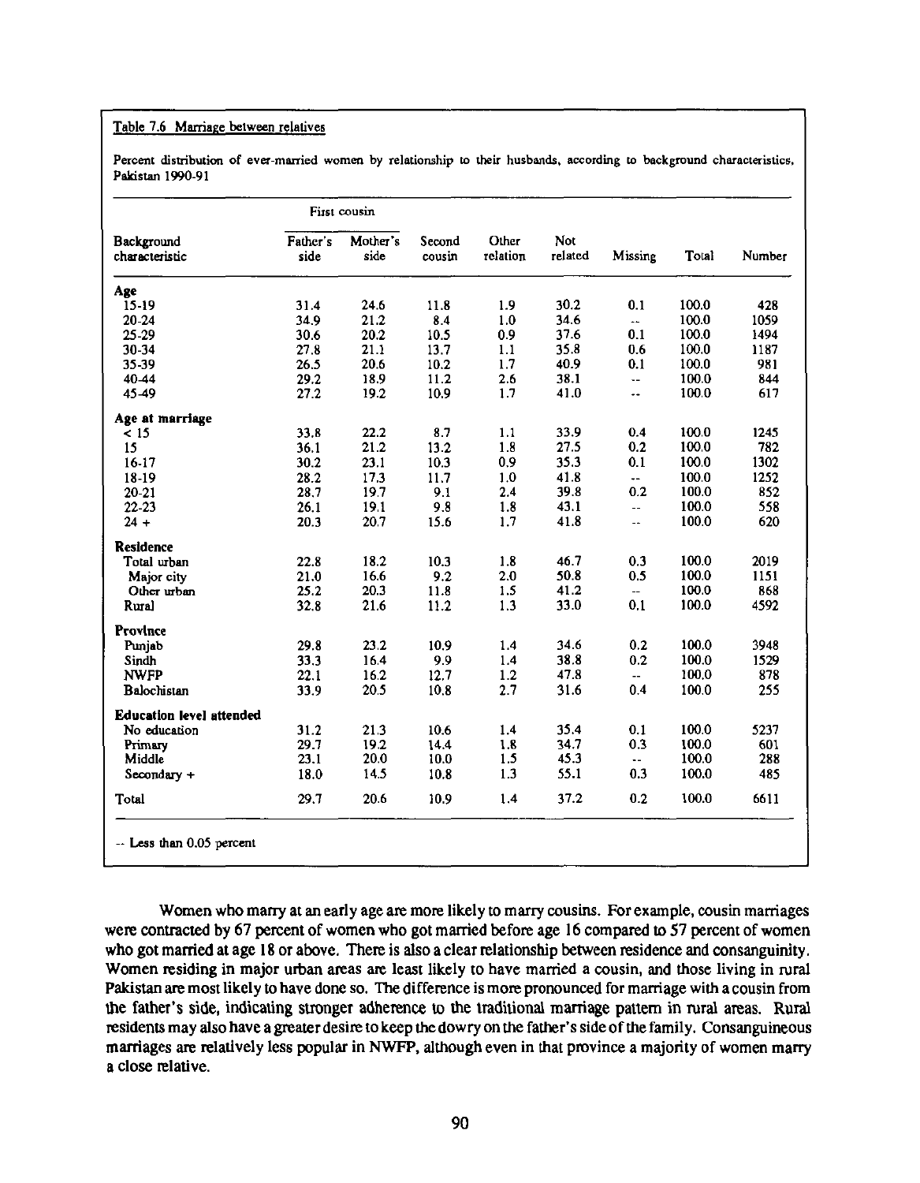Table 7.6 Marriage between relatives

Percent distribution of ever-married women by relationship to their husbands, according to background characteristics, Pakistan 1990-91

| Background characteristic | First cousin | | Second cousin | Other relation | Not related | Missing | Total | Number |
|---|---|---|---|---|---|---|---|---|
| | Father's side | Mother's side | | | | | | |
| **Age** | | | | | | | | |
| 15-19 | 31.4 | 24.6 | 11.8 | 1.9 | 30.2 | 0.1 | 100.0 | 428 |
| 20-24 | 34.9 | 21.2 | 8.4 | 1.0 | 34.6 | -- | 100.0 | 1059 |
| 25-29 | 30.6 | 20.2 | 10.5 | 0.9 | 37.6 | 0.1 | 100.0 | 1494 |
| 30-34 | 27.8 | 21.1 | 13.7 | 1.1 | 35.8 | 0.6 | 100.0 | 1187 |
| 35-39 | 26.5 | 20.6 | 10.2 | 1.7 | 40.9 | 0.1 | 100.0 | 981 |
| 40-44 | 29.2 | 18.9 | 11.2 | 2.6 | 38.1 | -- | 100.0 | 844 |
| 45-49 | 27.2 | 19.2 | 10.9 | 1.7 | 41.0 | -- | 100.0 | 617 |
| **Age at marriage** | | | | | | | | |
| < 15 | 33.8 | 22.2 | 8.7 | 1.1 | 33.9 | 0.4 | 100.0 | 1245 |
| 15 | 36.1 | 21.2 | 13.2 | 1.8 | 27.5 | 0.2 | 100.0 | 782 |
| 16-17 | 30.2 | 23.1 | 10.3 | 0.9 | 35.3 | 0.1 | 100.0 | 1302 |
| 18-19 | 28.2 | 17.3 | 11.7 | 1.0 | 41.8 | -- | 100.0 | 1252 |
| 20-21 | 28.7 | 19.7 | 9.1 | 2.4 | 39.8 | 0.2 | 100.0 | 852 |
| 22-23 | 26.1 | 19.1 | 9.8 | 1.8 | 43.1 | -- | 100.0 | 558 |
| 24 + | 20.3 | 20.7 | 15.6 | 1.7 | 41.8 | -- | 100.0 | 620 |
| **Residence** | | | | | | | | |
| Total urban | 22.8 | 18.2 | 10.3 | 1.8 | 46.7 | 0.3 | 100.0 | 2019 |
| Major city | 21.0 | 16.6 | 9.2 | 2.0 | 50.8 | 0.5 | 100.0 | 1151 |
| Other urban | 25.2 | 20.3 | 11.8 | 1.5 | 41.2 | -- | 100.0 | 868 |
| Rural | 32.8 | 21.6 | 11.2 | 1.3 | 33.0 | 0.1 | 100.0 | 4592 |
| **Province** | | | | | | | | |
| Punjab | 29.8 | 23.2 | 10.9 | 1.4 | 34.6 | 0.2 | 100.0 | 3948 |
| Sindh | 33.3 | 16.4 | 9.9 | 1.4 | 38.8 | 0.2 | 100.0 | 1529 |
| NWFP | 22.1 | 16.2 | 12.7 | 1.2 | 47.8 | -- | 100.0 | 878 |
| Balochistan | 33.9 | 20.5 | 10.8 | 2.7 | 31.6 | 0.4 | 100.0 | 255 |
| **Education level attended** | | | | | | | | |
| No education | 31.2 | 21.3 | 10.6 | 1.4 | 35.4 | 0.1 | 100.0 | 5237 |
| Primary | 29.7 | 19.2 | 14.4 | 1.8 | 34.7 | 0.3 | 100.0 | 601 |
| Middle | 23.1 | 20.0 | 10.0 | 1.5 | 45.3 | -- | 100.0 | 288 |
| Secondary + | 18.0 | 14.5 | 10.8 | 1.3 | 55.1 | 0.3 | 100.0 | 485 |
| Total | 29.7 | 20.6 | 10.9 | 1.4 | 37.2 | 0.2 | 100.0 | 6611 |

-- Less than 0.05 percent

Women who marry at an early age are more likely to marry cousins. For example, cousin marriages were contracted by 67 percent of women who got married before age 16 compared to 57 percent of women who got married at age 18 or above. There is also a clear relationship between residence and consanguinity. Women residing in major urban areas are least likely to have married a cousin, and those living in rural Pakistan are most likely to have done so. The difference is more pronounced for marriage with a cousin from the father's side, indicating stronger adherence to the traditional marriage pattern in rural areas. Rural residents may also have a greater desire to keep the dowry on the father's side of the family. Consanguineous marriages are relatively less popular in NWFP, although even in that province a majority of women marry a close relative.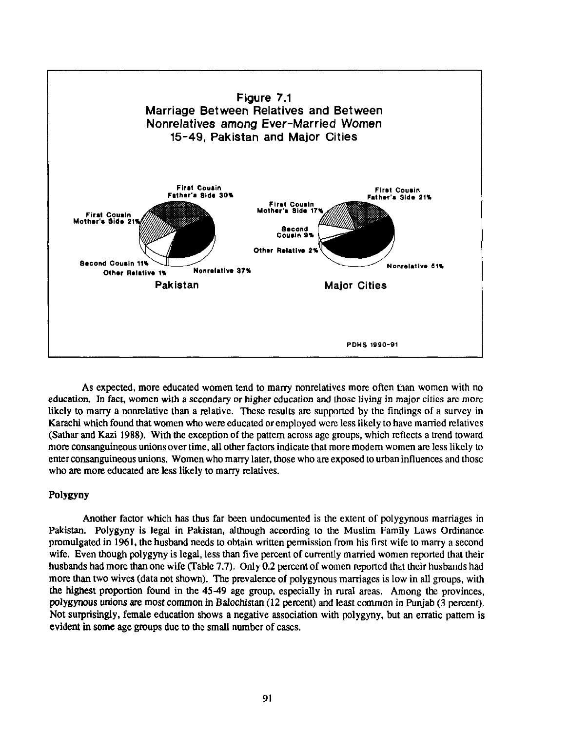Figure 7.1
Marriage Between Relatives and Between Nonrelatives among Ever-Married Women 15-49, Pakistan and Major Cities

First Cousin Father's Side 30%
First Cousin Mother's Side 21%
Second Cousin 11%
Other Relative 1%
Nonrelative 37%
Pakistan

First Cousin Father's Side 21%
First Cousin Mother's Side 17%
Second Cousin 9%
Other Relative 2%
Nonrelative 51%
Major Cities

PDHS 1990-91

As expected, more educated women tend to marry nonrelatives more often than women with no education. In fact, women with a secondary or higher education and those living in major cities are more likely to marry a nonrelative than a relative. These results are supported by the findings of a survey in Karachi which found that women who were educated or employed were less likely to have married relatives (Sathar and Kazi 1988). With the exception of the pattern across age groups, which reflects a trend toward more consanguineous unions over time, all other factors indicate that more modern women are less likely to enter consanguineous unions. Women who marry later, those who are exposed to urban influences and those who are more educated are less likely to marry relatives.

## Polygyny

Another factor which has thus far been undocumented is the extent of polygynous marriages in Pakistan. Polygyny is legal in Pakistan, although according to the Muslim Family Laws Ordinance promulgated in 1961, the husband needs to obtain written permission from his first wife to marry a second wife. Even though polygyny is legal, less than five percent of currently married women reported that their husbands had more than one wife (Table 7.7). Only 0.2 percent of women reported that their husbands had more than two wives (data not shown). The prevalence of polygynous marriages is low in all groups, with the highest proportion found in the 45-49 age group, especially in rural areas. Among the provinces, polygynous unions are most common in Balochistan (12 percent) and least common in Punjab (3 percent). Not surprisingly, female education shows a negative association with polygyny, but an erratic pattern is evident in some age groups due to the small number of cases.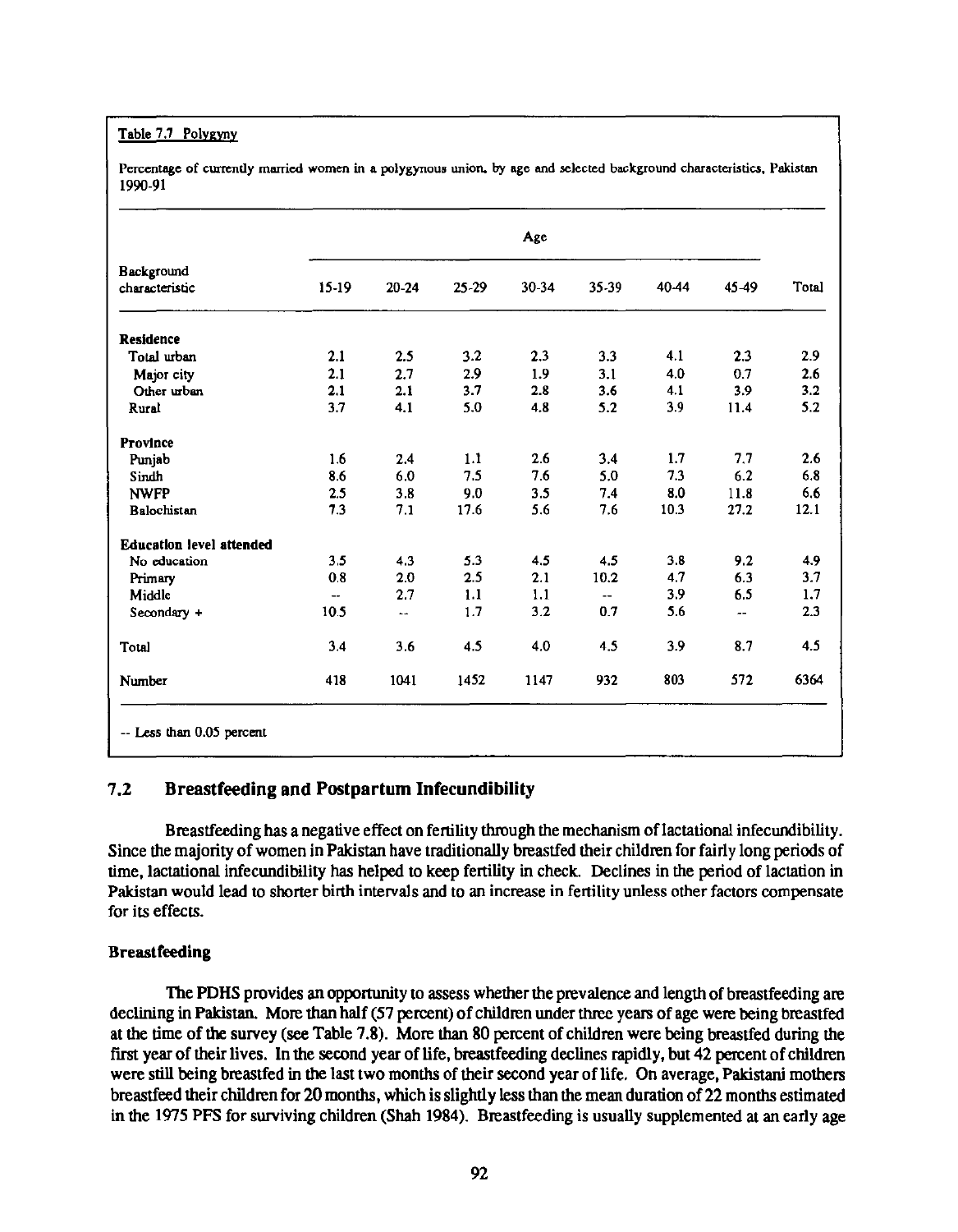Table 7.7 Polygyny

Percentage of currently married women in a polygynous union, by age and selected background characteristics, Pakistan 1990-91

| Background characteristic | Age | | | | | | | Total |
|---|---|---|---|---|---|---|---|---|
| | 15-19 | 20-24 | 25-29 | 30-34 | 35-39 | 40-44 | 45-49 | |
| **Residence** | | | | | | | | |
| Total urban | 2.1 | 2.5 | 3.2 | 2.3 | 3.3 | 4.1 | 2.3 | 2.9 |
| Major city | 2.1 | 2.7 | 2.9 | 1.9 | 3.1 | 4.0 | 0.7 | 2.6 |
| Other urban | 2.1 | 2.1 | 3.7 | 2.8 | 3.6 | 4.1 | 3.9 | 3.2 |
| Rural | 3.7 | 4.1 | 5.0 | 4.8 | 5.2 | 3.9 | 11.4 | 5.2 |
| **Province** | | | | | | | | |
| Punjab | 1.6 | 2.4 | 1.1 | 2.6 | 3.4 | 1.7 | 7.7 | 2.6 |
| Sindh | 8.6 | 6.0 | 7.5 | 7.6 | 5.0 | 7.3 | 6.2 | 6.8 |
| NWFP | 2.5 | 3.8 | 9.0 | 3.5 | 7.4 | 8.0 | 11.8 | 6.6 |
| Balochistan | 7.3 | 7.1 | 17.6 | 5.6 | 7.6 | 10.3 | 27.2 | 12.1 |
| **Education level attended** | | | | | | | | |
| No education | 3.5 | 4.3 | 5.3 | 4.5 | 4.5 | 3.8 | 9.2 | 4.9 |
| Primary | 0.8 | 2.0 | 2.5 | 2.1 | 10.2 | 4.7 | 6.3 | 3.7 |
| Middle | -- | 2.7 | 1.1 | 1.1 | -- | 3.9 | 6.5 | 1.7 |
| Secondary + | 10.5 | -- | 1.7 | 3.2 | 0.7 | 5.6 | -- | 2.3 |
| Total | 3.4 | 3.6 | 4.5 | 4.0 | 4.5 | 3.9 | 8.7 | 4.5 |
| Number | 418 | 1041 | 1452 | 1147 | 932 | 803 | 572 | 6364 |

-- Less than 0.05 percent

## 7.2 Breastfeeding and Postpartum Infecundibility

Breastfeeding has a negative effect on fertility through the mechanism of lactational infecundibility. Since the majority of women in Pakistan have traditionally breastfed their children for fairly long periods of time, lactational infecundibility has helped to keep fertility in check. Declines in the period of lactation in Pakistan would lead to shorter birth intervals and to an increase in fertility unless other factors compensate for its effects.

### Breastfeeding

The PDHS provides an opportunity to assess whether the prevalence and length of breastfeeding are declining in Pakistan. More than half (57 percent) of children under three years of age were being breastfed at the time of the survey (see Table 7.8). More than 80 percent of children were being breastfed during the first year of their lives. In the second year of life, breastfeeding declines rapidly, but 42 percent of children were still being breastfed in the last two months of their second year of life. On average, Pakistani mothers breastfeed their children for 20 months, which is slightly less than the mean duration of 22 months estimated in the 1975 PFS for surviving children (Shah 1984). Breastfeeding is usually supplemented at an early age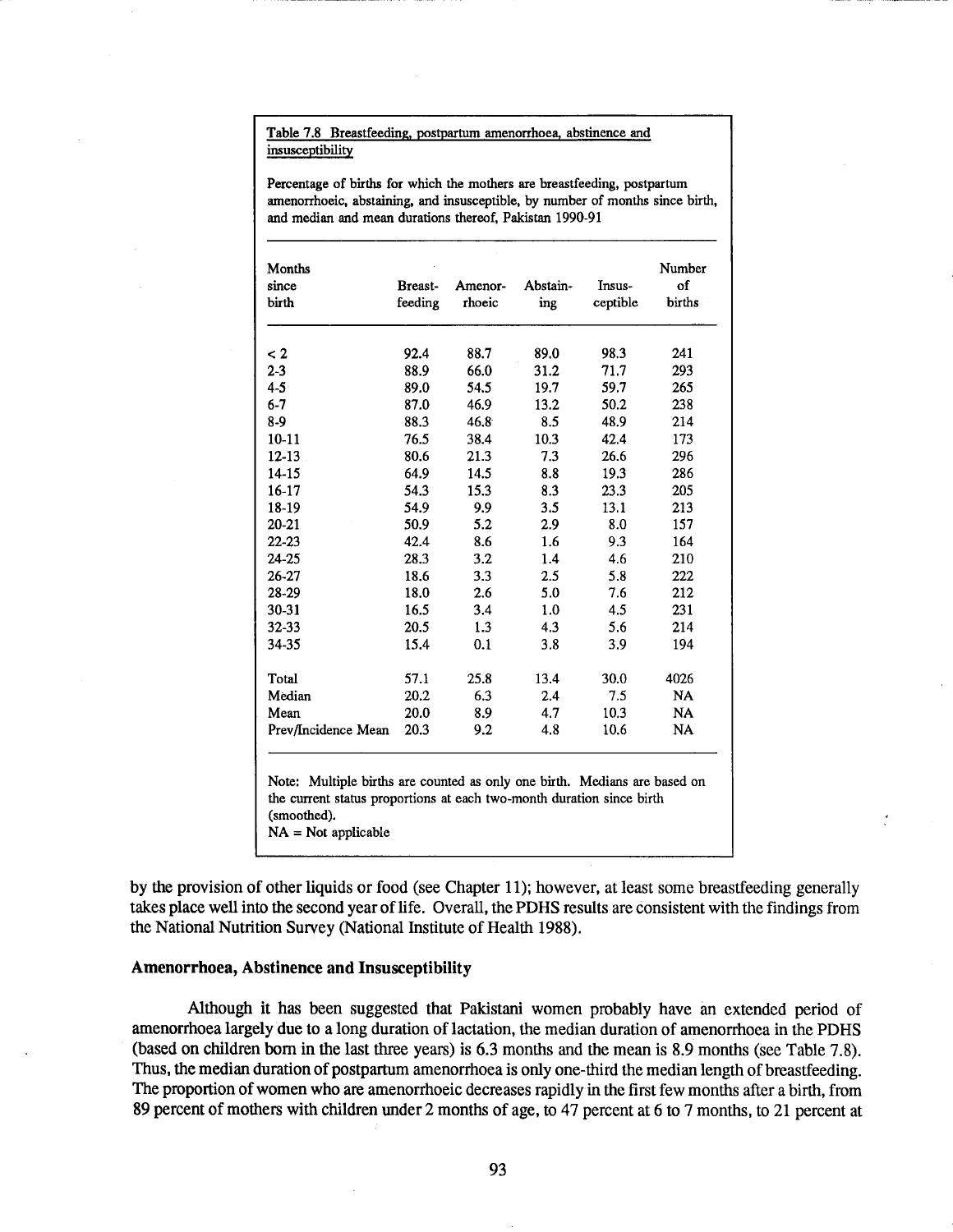Table 7.8 Breastfeeding, postpartum amenorrhoea, abstinence and insusceptibility

Percentage of births for which the mothers are breastfeeding, postpartum amenorrhoeic, abstaining, and insusceptible, by number of months since birth, and median and mean durations thereof, Pakistan 1990-91

| Months since birth | Breast-feeding | Amenor-rhoeic | Abstain-ing | Insus-ceptible | Number of births |
|---|---|---|---|---|---|
| < 2 | 92.4 | 88.7 | 89.0 | 98.3 | 241 |
| 2-3 | 88.9 | 66.0 | 31.2 | 71.7 | 293 |
| 4-5 | 89.0 | 54.5 | 19.7 | 59.7 | 265 |
| 6-7 | 87.0 | 46.9 | 13.2 | 50.2 | 238 |
| 8-9 | 88.3 | 46.8 | 8.5 | 48.9 | 214 |
| 10-11 | 76.5 | 38.4 | 10.3 | 42.4 | 173 |
| 12-13 | 80.6 | 21.3 | 7.3 | 26.6 | 296 |
| 14-15 | 64.9 | 14.5 | 8.8 | 19.3 | 286 |
| 16-17 | 54.3 | 15.3 | 8.3 | 23.3 | 205 |
| 18-19 | 54.9 | 9.9 | 3.5 | 13.1 | 213 |
| 20-21 | 50.9 | 5.2 | 2.9 | 8.0 | 157 |
| 22-23 | 42.4 | 8.6 | 1.6 | 9.3 | 164 |
| 24-25 | 28.3 | 3.2 | 1.4 | 4.6 | 210 |
| 26-27 | 18.6 | 3.3 | 2.5 | 5.8 | 222 |
| 28-29 | 18.0 | 2.6 | 5.0 | 7.6 | 212 |
| 30-31 | 16.5 | 3.4 | 1.0 | 4.5 | 231 |
| 32-33 | 20.5 | 1.3 | 4.3 | 5.6 | 214 |
| 34-35 | 15.4 | 0.1 | 3.8 | 3.9 | 194 |
| Total | 57.1 | 25.8 | 13.4 | 30.0 | 4026 |
| Median | 20.2 | 6.3 | 2.4 | 7.5 | NA |
| Mean | 20.0 | 8.9 | 4.7 | 10.3 | NA |
| Prev/Incidence Mean | 20.3 | 9.2 | 4.8 | 10.6 | NA |

Note: Multiple births are counted as only one birth. Medians are based on the current status proportions at each two-month duration since birth (smoothed).
NA = Not applicable

by the provision of other liquids or food (see Chapter 11); however, at least some breastfeeding generally takes place well into the second year of life. Overall, the PDHS results are consistent with the findings from the National Nutrition Survey (National Institute of Health 1988).

### Amenorrhoea, Abstinence and Insusceptibility

Although it has been suggested that Pakistani women probably have an extended period of amenorrhoea largely due to a long duration of lactation, the median duration of amenorrhoea in the PDHS (based on children born in the last three years) is 6.3 months and the mean is 8.9 months (see Table 7.8). Thus, the median duration of postpartum amenorrhoea is only one-third the median length of breastfeeding. The proportion of women who are amenorrhoeic decreases rapidly in the first few months after a birth, from 89 percent of mothers with children under 2 months of age, to 47 percent at 6 to 7 months, to 21 percent at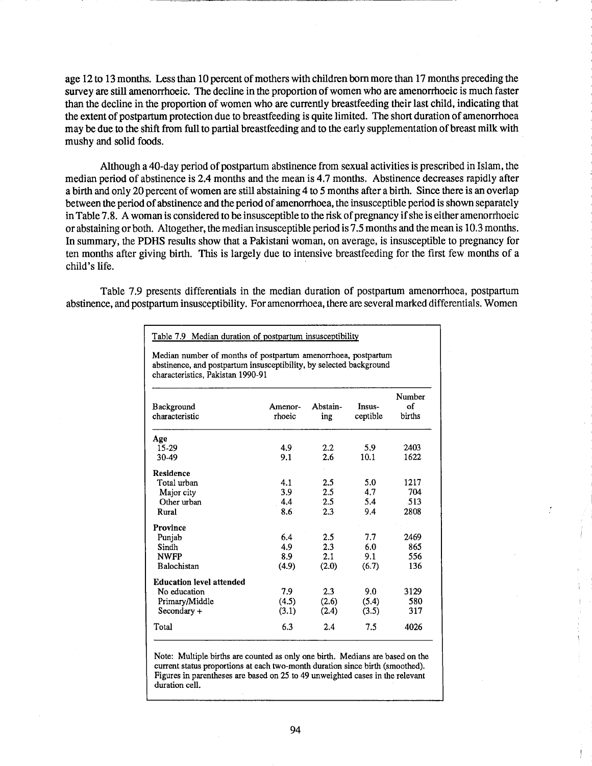age 12 to 13 months. Less than 10 percent of mothers with children born more than 17 months preceding the survey are still amenorrhoeic. The decline in the proportion of women who are amenorrhoeic is much faster than the decline in the proportion of women who are currently breastfeeding their last child, indicating that the extent of postpartum protection due to breastfeeding is quite limited. The short duration of amenorrhoea may be due to the shift from full to partial breastfeeding and to the early supplementation of breast milk with mushy and solid foods.

Although a 40-day period of postpartum abstinence from sexual activities is prescribed in Islam, the median period of abstinence is 2.4 months and the mean is 4.7 months. Abstinence decreases rapidly after a birth and only 20 percent of women are still abstaining 4 to 5 months after a birth. Since there is an overlap between the period of abstinence and the period of amenorrhoea, the insusceptible period is shown separately in Table 7.8. A woman is considered to be insusceptible to the risk of pregnancy if she is either amenorrhoeic or abstaining or both. Altogether, the median insusceptible period is 7.5 months and the mean is 10.3 months. In summary, the PDHS results show that a Pakistani woman, on average, is insusceptible to pregnancy for ten months after giving birth. This is largely due to intensive breastfeeding for the first few months of a child's life.

Table 7.9 presents differentials in the median duration of postpartum amenorrhoea, postpartum abstinence, and postpartum insusceptibility. For amenorrhoea, there are several marked differentials. Women

Table 7.9 Median duration of postpartum insusceptibility

Median number of months of postpartum amenorrhoea, postpartum abstinence, and postpartum insusceptibility, by selected background characteristics, Pakistan 1990-91

| Background characteristic | Amenor-rhoeic | Abstain-ing | Insus-ceptible | Number of births |
|---|---|---|---|---|
| **Age** | | | | |
| 15-29 | 4.9 | 2.2 | 5.9 | 2403 |
| 30-49 | 9.1 | 2.6 | 10.1 | 1622 |
| **Residence** | | | | |
| Total urban | 4.1 | 2.5 | 5.0 | 1217 |
| Major city | 3.9 | 2.5 | 4.7 | 704 |
| Other urban | 4.4 | 2.5 | 5.4 | 513 |
| Rural | 8.6 | 2.3 | 9.4 | 2808 |
| **Province** | | | | |
| Punjab | 6.4 | 2.5 | 7.7 | 2469 |
| Sindh | 4.9 | 2.3 | 6.0 | 865 |
| NWFP | 8.9 | 2.1 | 9.1 | 556 |
| Balochistan | (4.9) | (2.0) | (6.7) | 136 |
| **Education level attended** | | | | |
| No education | 7.9 | 2.3 | 9.0 | 3129 |
| Primary/Middle | (4.5) | (2.6) | (5.4) | 580 |
| Secondary + | (3.1) | (2.4) | (3.5) | 317 |
| Total | 6.3 | 2.4 | 7.5 | 4026 |

Note: Multiple births are counted as only one birth. Medians are based on the current status proportions at each two-month duration since birth (smoothed). Figures in parentheses are based on 25 to 49 unweighted cases in the relevant duration cell.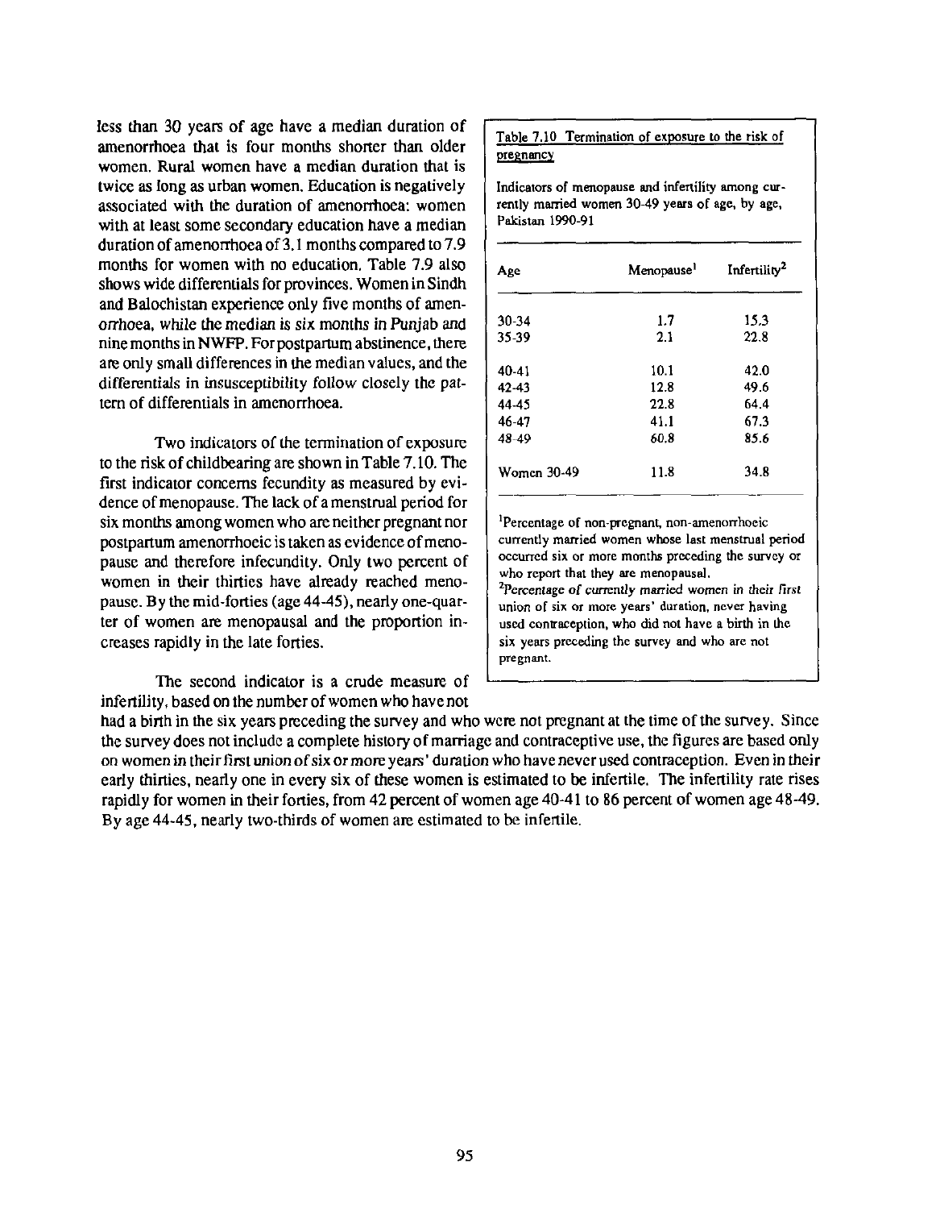less than 30 years of age have a median duration of amenorrhoea that is four months shorter than older women. Rural women have a median duration that is twice as long as urban women. Education is negatively associated with the duration of amenorrhoea: women with at least some secondary education have a median duration of amenorrhoea of 3.1 months compared to 7.9 months for women with no education. Table 7.9 also shows wide differentials for provinces. Women in Sindh and Balochistan experience only five months of amenorrhoea, while the median is six months in Punjab and nine months in NWFP. For postpartum abstinence, there are only small differences in the median values, and the differentials in insusceptibility follow closely the pattern of differentials in amenorrhoea.

Two indicators of the termination of exposure to the risk of childbearing are shown in Table 7.10. The first indicator concerns fecundity as measured by evidence of menopause. The lack of a menstrual period for six months among women who are neither pregnant nor postpartum amenorrhoeic is taken as evidence of menopause and therefore infecundity. Only two percent of women in their thirties have already reached menopause. By the mid-forties (age 44-45), nearly one-quarter of women are menopausal and the proportion increases rapidly in the late forties.

The second indicator is a crude measure of infertility, based on the number of women who have not had a birth in the six years preceding the survey and who were not pregnant at the time of the survey. Since the survey does not include a complete history of marriage and contraceptive use, the figures are based only on women in their first union of six or more years' duration who have never used contraception. Even in their early thirties, nearly one in every six of these women is estimated to be infertile. The infertility rate rises rapidly for women in their forties, from 42 percent of women age 40-41 to 86 percent of women age 48-49. By age 44-45, nearly two-thirds of women are estimated to be infertile.

Table 7.10 Termination of exposure to the risk of pregnancy

Indicators of menopause and infertility among currently married women 30-49 years of age, by age, Pakistan 1990-91

| Age | Menopause[1] | Infertility[2] |
|---|---|---|
| 30-34 | 1.7 | 15.3 |
| 35-39 | 2.1 | 22.8 |
| 40-41 | 10.1 | 42.0 |
| 42-43 | 12.8 | 49.6 |
| 44-45 | 22.8 | 64.4 |
| 46-47 | 41.1 | 67.3 |
| 48-49 | 60.8 | 85.6 |
| Women 30-49 | 11.8 | 34.8 |

[1] Percentage of non-pregnant, non-amenorrhoeic currently married women whose last menstrual period occurred six or more months preceding the survey or who report that they are menopausal.

[2] Percentage of currently married women in their first union of six or more years' duration, never having used contraception, who did not have a birth in the six years preceding the survey and who are not pregnant.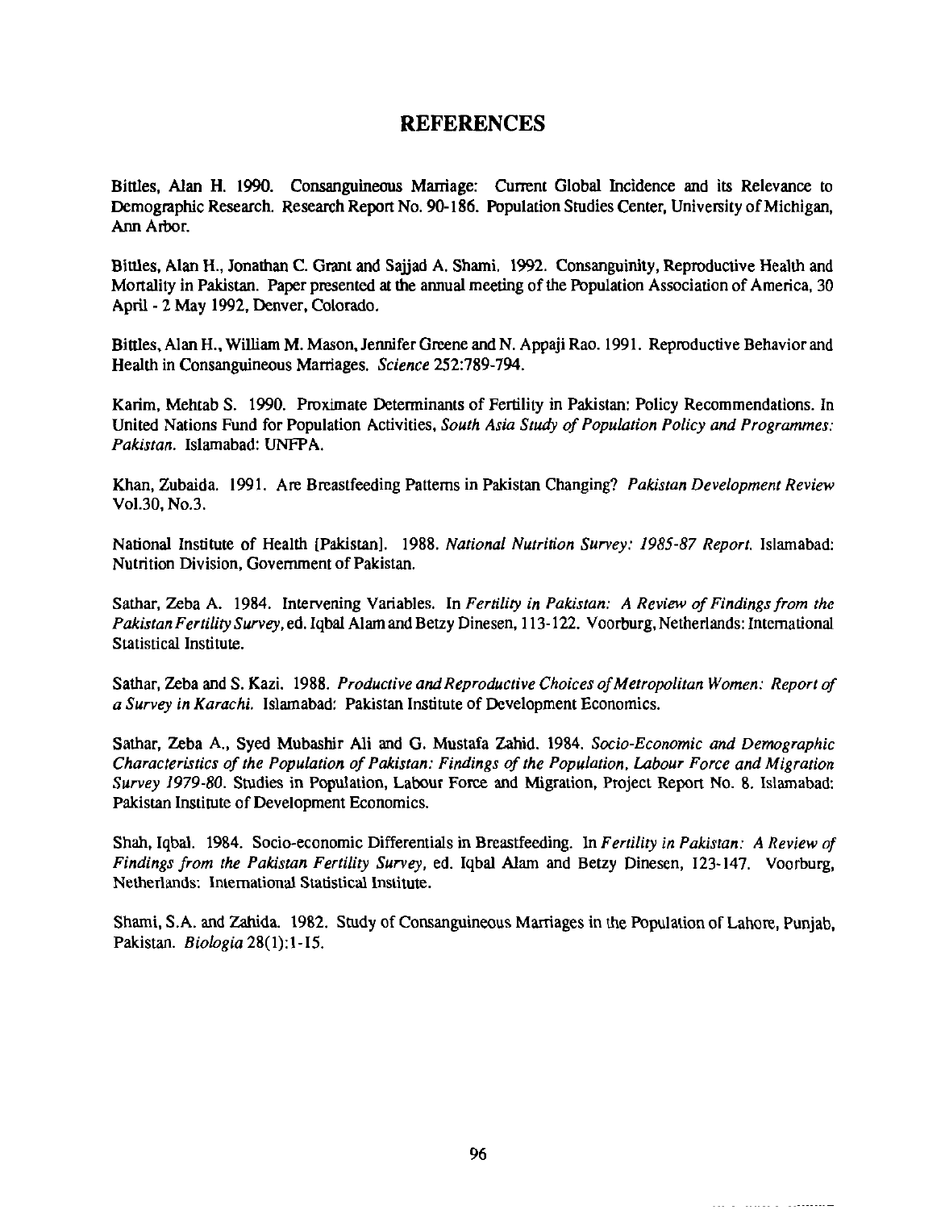# REFERENCES

Bittles, Alan H. 1990. Consanguineous Marriage: Current Global Incidence and its Relevance to Demographic Research. Research Report No. 90-186. Population Studies Center, University of Michigan, Ann Arbor.

Bittles, Alan H., Jonathan C. Grant and Sajjad A. Shami. 1992. Consanguinity, Reproductive Health and Mortality in Pakistan. Paper presented at the annual meeting of the Population Association of America, 30 April - 2 May 1992, Denver, Colorado.

Bittles, Alan H., William M. Mason, Jennifer Greene and N. Appaji Rao. 1991. Reproductive Behavior and Health in Consanguineous Marriages. *Science* 252:789-794.

Karim, Mehtab S. 1990. Proximate Determinants of Fertility in Pakistan: Policy Recommendations. In United Nations Fund for Population Activities, *South Asia Study of Population Policy and Programmes: Pakistan*. Islamabad: UNFPA.

Khan, Zubaida. 1991. Are Breastfeeding Patterns in Pakistan Changing? *Pakistan Development Review* Vol.30, No.3.

National Institute of Health [Pakistan]. 1988. *National Nutrition Survey: 1985-87 Report*. Islamabad: Nutrition Division, Government of Pakistan.

Sathar, Zeba A. 1984. Intervening Variables. In *Fertility in Pakistan: A Review of Findings from the Pakistan Fertility Survey*, ed. Iqbal Alam and Betzy Dinesen, 113-122. Voorburg, Netherlands: International Statistical Institute.

Sathar, Zeba and S. Kazi. 1988. *Productive and Reproductive Choices of Metropolitan Women: Report of a Survey in Karachi*. Islamabad: Pakistan Institute of Development Economics.

Sathar, Zeba A., Syed Mubashir Ali and G. Mustafa Zahid. 1984. *Socio-Economic and Demographic Characteristics of the Population of Pakistan: Findings of the Population, Labour Force and Migration Survey 1979-80*. Studies in Population, Labour Force and Migration, Project Report No. 8. Islamabad: Pakistan Institute of Development Economics.

Shah, Iqbal. 1984. Socio-economic Differentials in Breastfeeding. In *Fertility in Pakistan: A Review of Findings from the Pakistan Fertility Survey*, ed. Iqbal Alam and Betzy Dinesen, 123-147. Voorburg, Netherlands: International Statistical Institute.

Shami, S.A. and Zahida. 1982. Study of Consanguineous Marriages in the Population of Lahore, Punjab, Pakistan. *Biologia* 28(1):1-15.